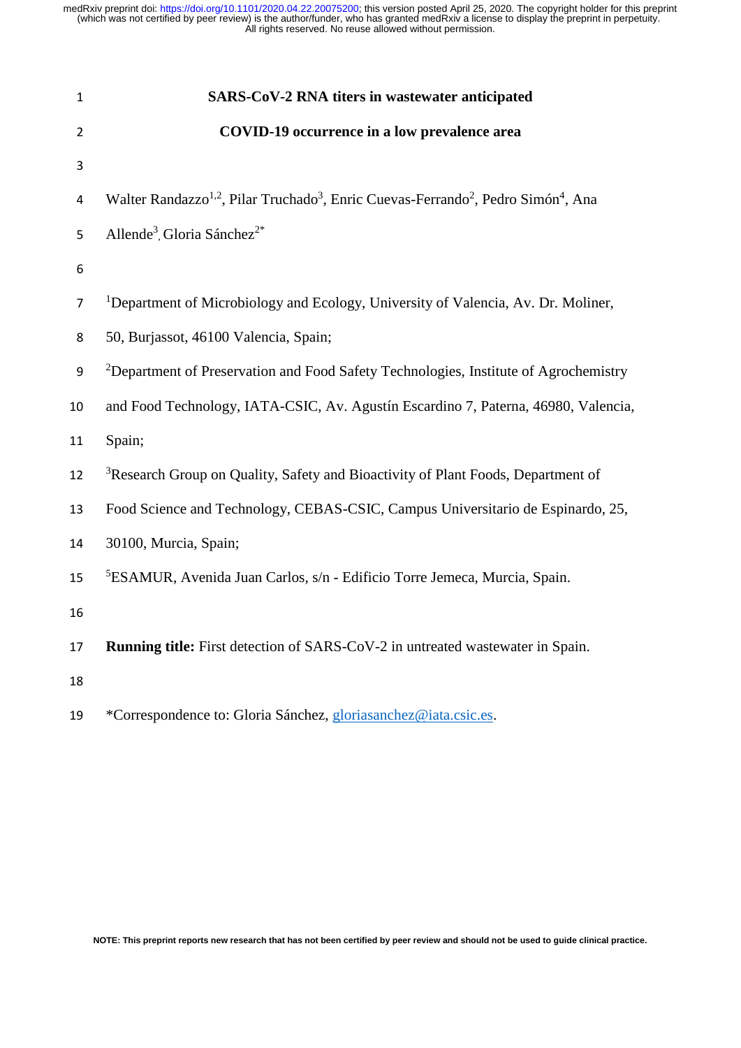# SARS-CoV-2 RNA titers in wastewater anticipated COVID-19 occurrence in a low prevalence area

Walter Randazzo[1,2], Pilar Truchado[3], Enric Cuevas-Ferrando[2], Pedro Simón[4], Ana Allende[3], Gloria Sánchez[2*]

[1]Department of Microbiology and Ecology, University of Valencia, Av. Dr. Moliner, 50, Burjassot, 46100 Valencia, Spain;

[2]Department of Preservation and Food Safety Technologies, Institute of Agrochemistry and Food Technology, IATA-CSIC, Av. Agustín Escardino 7, Paterna, 46980, Valencia, Spain;

[3]Research Group on Quality, Safety and Bioactivity of Plant Foods, Department of Food Science and Technology, CEBAS-CSIC, Campus Universitario de Espinardo, 25, 30100, Murcia, Spain;

[5]ESAMUR, Avenida Juan Carlos, s/n - Edificio Torre Jemeca, Murcia, Spain.

**Running title:** First detection of SARS-CoV-2 in untreated wastewater in Spain.

*Correspondence to: Gloria Sánchez, gloriasanchez@iata.csic.es.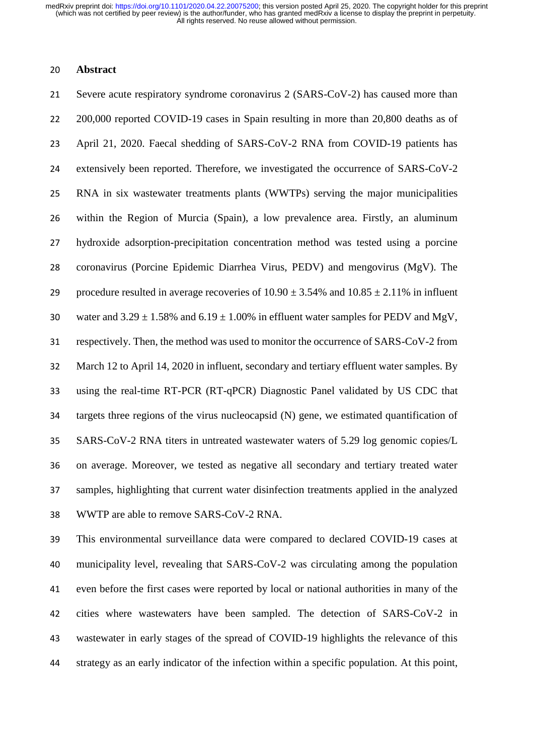## Abstract

Severe acute respiratory syndrome coronavirus 2 (SARS-CoV-2) has caused more than 200,000 reported COVID-19 cases in Spain resulting in more than 20,800 deaths as of April 21, 2020. Faecal shedding of SARS-CoV-2 RNA from COVID-19 patients has extensively been reported. Therefore, we investigated the occurrence of SARS-CoV-2 RNA in six wastewater treatments plants (WWTPs) serving the major municipalities within the Region of Murcia (Spain), a low prevalence area. Firstly, an aluminum hydroxide adsorption-precipitation concentration method was tested using a porcine coronavirus (Porcine Epidemic Diarrhea Virus, PEDV) and mengovirus (MgV). The procedure resulted in average recoveries of $10.90 \pm 3.54\%$ and $10.85 \pm 2.11\%$ in influent water and $3.29 \pm 1.58\%$ and $6.19 \pm 1.00\%$ in effluent water samples for PEDV and MgV, respectively. Then, the method was used to monitor the occurrence of SARS-CoV-2 from March 12 to April 14, 2020 in influent, secondary and tertiary effluent water samples. By using the real-time RT-PCR (RT-qPCR) Diagnostic Panel validated by US CDC that targets three regions of the virus nucleocapsid (N) gene, we estimated quantification of SARS-CoV-2 RNA titers in untreated wastewater waters of 5.29 log genomic copies/L on average. Moreover, we tested as negative all secondary and tertiary treated water samples, highlighting that current water disinfection treatments applied in the analyzed WWTP are able to remove SARS-CoV-2 RNA.

This environmental surveillance data were compared to declared COVID-19 cases at municipality level, revealing that SARS-CoV-2 was circulating among the population even before the first cases were reported by local or national authorities in many of the cities where wastewaters have been sampled. The detection of SARS-CoV-2 in wastewater in early stages of the spread of COVID-19 highlights the relevance of this strategy as an early indicator of the infection within a specific population. At this point,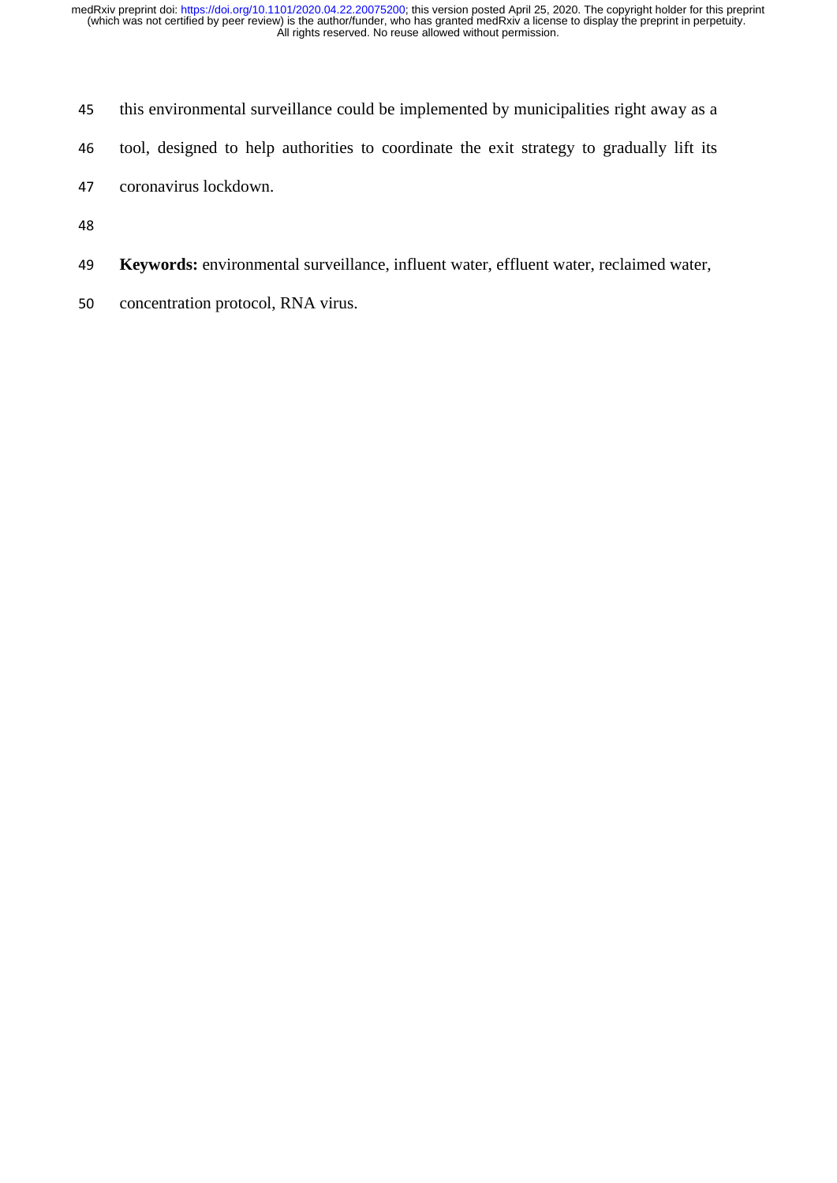this environmental surveillance could be implemented by municipalities right away as a tool, designed to help authorities to coordinate the exit strategy to gradually lift its coronavirus lockdown.

**Keywords:** environmental surveillance, influent water, effluent water, reclaimed water, concentration protocol, RNA virus.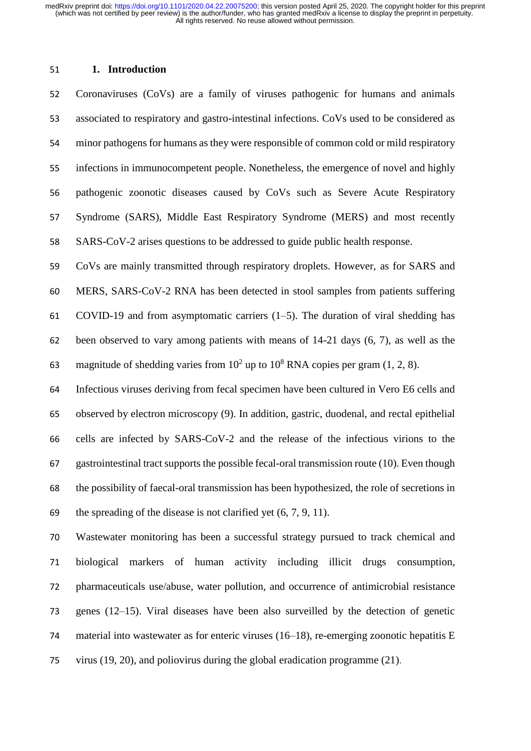## 1. Introduction

Coronaviruses (CoVs) are a family of viruses pathogenic for humans and animals associated to respiratory and gastro-intestinal infections. CoVs used to be considered as minor pathogens for humans as they were responsible of common cold or mild respiratory infections in immunocompetent people. Nonetheless, the emergence of novel and highly pathogenic zoonotic diseases caused by CoVs such as Severe Acute Respiratory Syndrome (SARS), Middle East Respiratory Syndrome (MERS) and most recently SARS-CoV-2 arises questions to be addressed to guide public health response.

CoVs are mainly transmitted through respiratory droplets. However, as for SARS and MERS, SARS-CoV-2 RNA has been detected in stool samples from patients suffering COVID-19 and from asymptomatic carriers (1–5). The duration of viral shedding has been observed to vary among patients with means of 14-21 days (6, 7), as well as the magnitude of shedding varies from $10^2$ up to $10^8$ RNA copies per gram (1, 2, 8).

Infectious viruses deriving from fecal specimen have been cultured in Vero E6 cells and observed by electron microscopy (9). In addition, gastric, duodenal, and rectal epithelial cells are infected by SARS-CoV-2 and the release of the infectious virions to the gastrointestinal tract supports the possible fecal-oral transmission route (10). Even though the possibility of faecal-oral transmission has been hypothesized, the role of secretions in the spreading of the disease is not clarified yet (6, 7, 9, 11).

Wastewater monitoring has been a successful strategy pursued to track chemical and biological markers of human activity including illicit drugs consumption, pharmaceuticals use/abuse, water pollution, and occurrence of antimicrobial resistance genes (12–15). Viral diseases have been also surveilled by the detection of genetic material into wastewater as for enteric viruses (16–18), re-emerging zoonotic hepatitis E virus (19, 20), and poliovirus during the global eradication programme (21).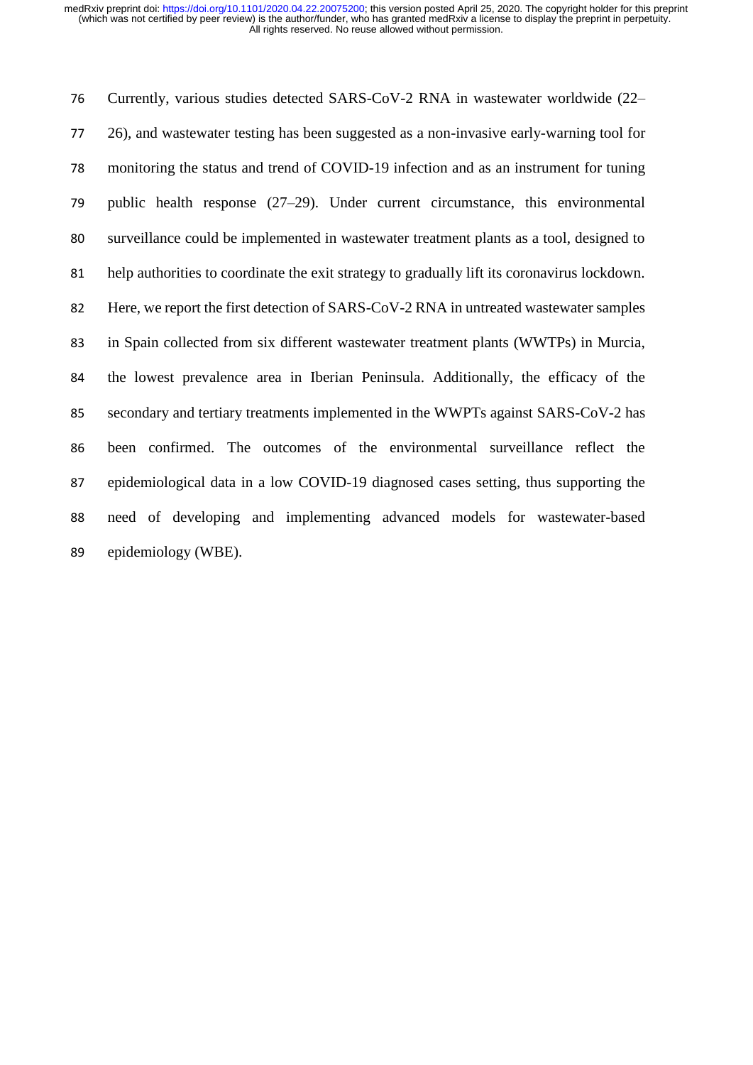Currently, various studies detected SARS-CoV-2 RNA in wastewater worldwide (22–26), and wastewater testing has been suggested as a non-invasive early-warning tool for monitoring the status and trend of COVID-19 infection and as an instrument for tuning public health response (27–29). Under current circumstance, this environmental surveillance could be implemented in wastewater treatment plants as a tool, designed to help authorities to coordinate the exit strategy to gradually lift its coronavirus lockdown. Here, we report the first detection of SARS-CoV-2 RNA in untreated wastewater samples in Spain collected from six different wastewater treatment plants (WWTPs) in Murcia, the lowest prevalence area in Iberian Peninsula. Additionally, the efficacy of the secondary and tertiary treatments implemented in the WWPTs against SARS-CoV-2 has been confirmed. The outcomes of the environmental surveillance reflect the epidemiological data in a low COVID-19 diagnosed cases setting, thus supporting the need of developing and implementing advanced models for wastewater-based epidemiology (WBE).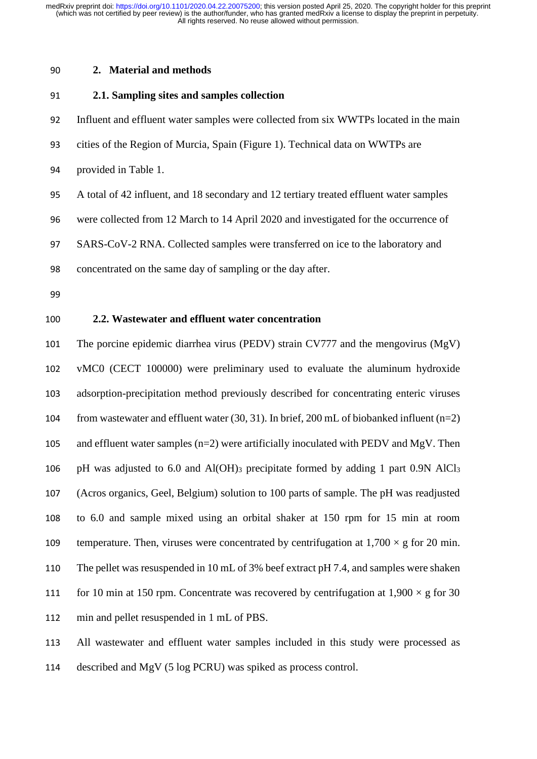## 2. Material and methods

### 2.1. Sampling sites and samples collection

Influent and effluent water samples were collected from six WWTPs located in the main cities of the Region of Murcia, Spain (Figure 1). Technical data on WWTPs are provided in Table 1.

A total of 42 influent, and 18 secondary and 12 tertiary treated effluent water samples were collected from 12 March to 14 April 2020 and investigated for the occurrence of SARS-CoV-2 RNA. Collected samples were transferred on ice to the laboratory and concentrated on the same day of sampling or the day after.

### 2.2. Wastewater and effluent water concentration

The porcine epidemic diarrhea virus (PEDV) strain CV777 and the mengovirus (MgV) vMC0 (CECT 100000) were preliminary used to evaluate the aluminum hydroxide adsorption-precipitation method previously described for concentrating enteric viruses from wastewater and effluent water (30, 31). In brief, 200 mL of biobanked influent (n=2) and effluent water samples (n=2) were artificially inoculated with PEDV and MgV. Then pH was adjusted to 6.0 and $Al(OH)_3$ precipitate formed by adding 1 part 0.9N $AlCl_3$ (Acros organics, Geel, Belgium) solution to 100 parts of sample. The pH was readjusted to 6.0 and sample mixed using an orbital shaker at 150 rpm for 15 min at room temperature. Then, viruses were concentrated by centrifugation at $1,700 \times g$ for 20 min. The pellet was resuspended in 10 mL of 3% beef extract pH 7.4, and samples were shaken for 10 min at 150 rpm. Concentrate was recovered by centrifugation at $1,900 \times g$ for 30 min and pellet resuspended in 1 mL of PBS.

All wastewater and effluent water samples included in this study were processed as described and MgV (5 log PCRU) was spiked as process control.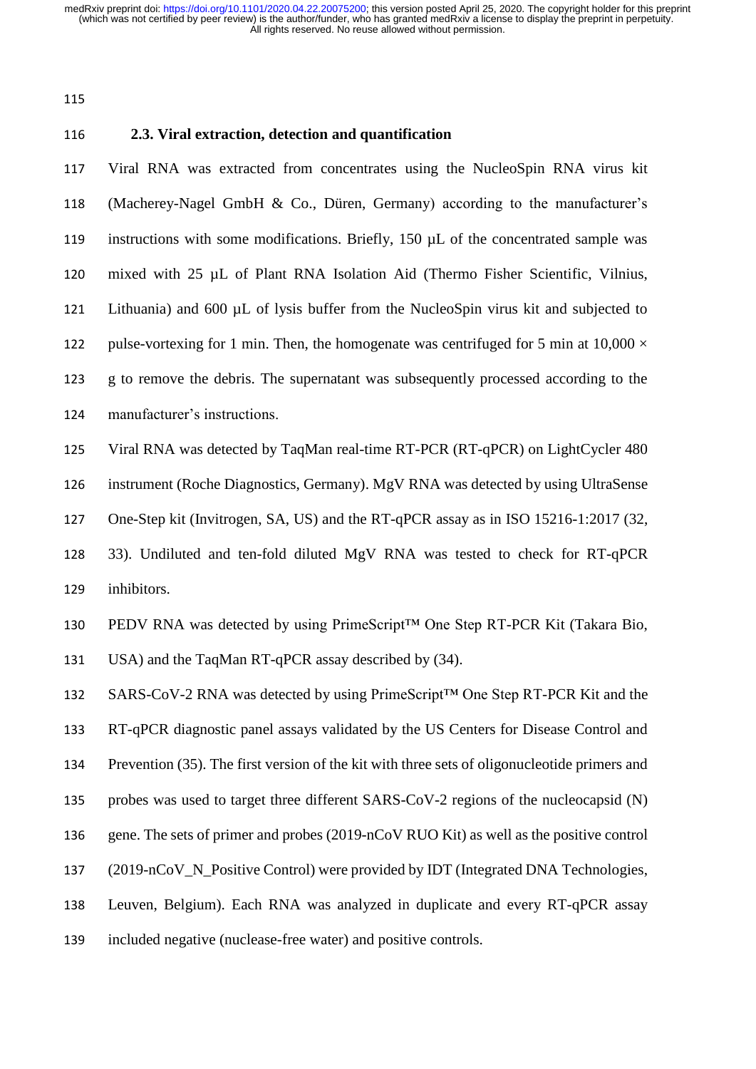### 2.3. Viral extraction, detection and quantification

Viral RNA was extracted from concentrates using the NucleoSpin RNA virus kit (Macherey-Nagel GmbH & Co., Düren, Germany) according to the manufacturer's instructions with some modifications. Briefly, 150 µL of the concentrated sample was mixed with 25 µL of Plant RNA Isolation Aid (Thermo Fisher Scientific, Vilnius, Lithuania) and 600 µL of lysis buffer from the NucleoSpin virus kit and subjected to pulse-vortexing for 1 min. Then, the homogenate was centrifuged for 5 min at 10,000 × g to remove the debris. The supernatant was subsequently processed according to the manufacturer's instructions.

Viral RNA was detected by TaqMan real-time RT-PCR (RT-qPCR) on LightCycler 480 instrument (Roche Diagnostics, Germany). MgV RNA was detected by using UltraSense One-Step kit (Invitrogen, SA, US) and the RT-qPCR assay as in ISO 15216-1:2017 (32, 33). Undiluted and ten-fold diluted MgV RNA was tested to check for RT-qPCR inhibitors.

PEDV RNA was detected by using PrimeScript™ One Step RT-PCR Kit (Takara Bio, USA) and the TaqMan RT-qPCR assay described by (34).

SARS-CoV-2 RNA was detected by using PrimeScript™ One Step RT-PCR Kit and the RT-qPCR diagnostic panel assays validated by the US Centers for Disease Control and Prevention (35). The first version of the kit with three sets of oligonucleotide primers and probes was used to target three different SARS-CoV-2 regions of the nucleocapsid (N) gene. The sets of primer and probes (2019-nCoV RUO Kit) as well as the positive control (2019-nCoV_N_Positive Control) were provided by IDT (Integrated DNA Technologies, Leuven, Belgium). Each RNA was analyzed in duplicate and every RT-qPCR assay included negative (nuclease-free water) and positive controls.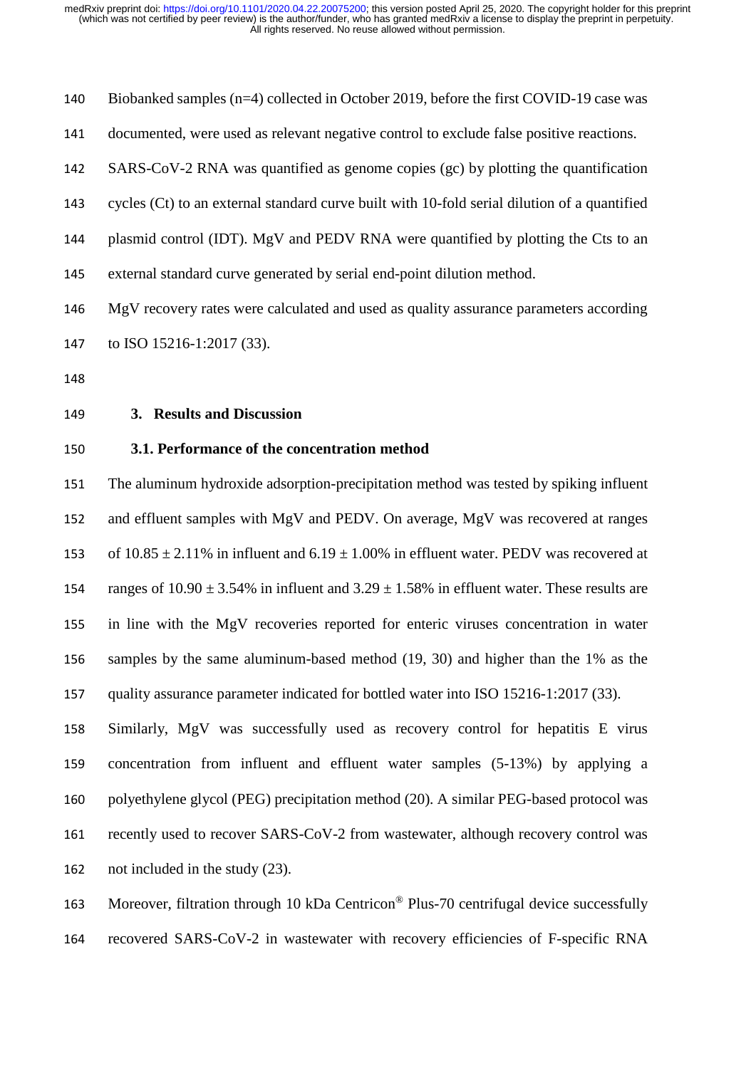Biobanked samples (n=4) collected in October 2019, before the first COVID-19 case was documented, were used as relevant negative control to exclude false positive reactions. SARS-CoV-2 RNA was quantified as genome copies (gc) by plotting the quantification cycles (Ct) to an external standard curve built with 10-fold serial dilution of a quantified plasmid control (IDT). MgV and PEDV RNA were quantified by plotting the Cts to an external standard curve generated by serial end-point dilution method.

MgV recovery rates were calculated and used as quality assurance parameters according to ISO 15216-1:2017 (33).

## 3. Results and Discussion

### 3.1. Performance of the concentration method

The aluminum hydroxide adsorption-precipitation method was tested by spiking influent and effluent samples with MgV and PEDV. On average, MgV was recovered at ranges of $10.85 \pm 2.11\%$ in influent and $6.19 \pm 1.00\%$ in effluent water. PEDV was recovered at ranges of $10.90 \pm 3.54\%$ in influent and $3.29 \pm 1.58\%$ in effluent water. These results are in line with the MgV recoveries reported for enteric viruses concentration in water samples by the same aluminum-based method (19, 30) and higher than the 1% as the quality assurance parameter indicated for bottled water into ISO 15216-1:2017 (33).

Similarly, MgV was successfully used as recovery control for hepatitis E virus concentration from influent and effluent water samples (5-13%) by applying a polyethylene glycol (PEG) precipitation method (20). A similar PEG-based protocol was recently used to recover SARS-CoV-2 from wastewater, although recovery control was not included in the study (23).

Moreover, filtration through 10 kDa Centricon® Plus-70 centrifugal device successfully recovered SARS-CoV-2 in wastewater with recovery efficiencies of F-specific RNA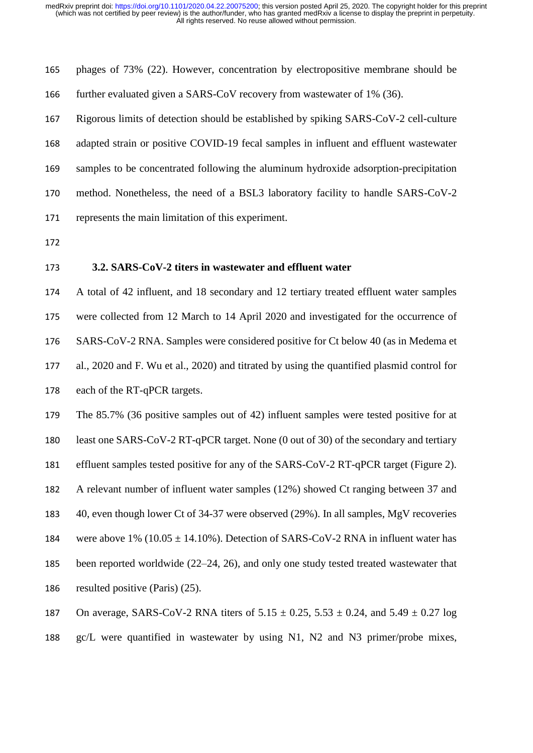phages of 73% (22). However, concentration by electropositive membrane should be further evaluated given a SARS-CoV recovery from wastewater of 1% (36).

Rigorous limits of detection should be established by spiking SARS-CoV-2 cell-culture adapted strain or positive COVID-19 fecal samples in influent and effluent wastewater samples to be concentrated following the aluminum hydroxide adsorption-precipitation method. Nonetheless, the need of a BSL3 laboratory facility to handle SARS-CoV-2 represents the main limitation of this experiment.

### 3.2. SARS-CoV-2 titers in wastewater and effluent water

A total of 42 influent, and 18 secondary and 12 tertiary treated effluent water samples were collected from 12 March to 14 April 2020 and investigated for the occurrence of SARS-CoV-2 RNA. Samples were considered positive for Ct below 40 (as in Medema et al., 2020 and F. Wu et al., 2020) and titrated by using the quantified plasmid control for each of the RT-qPCR targets.

The 85.7% (36 positive samples out of 42) influent samples were tested positive for at least one SARS-CoV-2 RT-qPCR target. None (0 out of 30) of the secondary and tertiary effluent samples tested positive for any of the SARS-CoV-2 RT-qPCR target (Figure 2). A relevant number of influent water samples (12%) showed Ct ranging between 37 and 40, even though lower Ct of 34-37 were observed (29%). In all samples, MgV recoveries were above 1% (10.05 ± 14.10%). Detection of SARS-CoV-2 RNA in influent water has been reported worldwide (22–24, 26), and only one study tested treated wastewater that resulted positive (Paris) (25).

On average, SARS-CoV-2 RNA titers of 5.15 ± 0.25, 5.53 ± 0.24, and 5.49 ± 0.27 log gc/L were quantified in wastewater by using N1, N2 and N3 primer/probe mixes,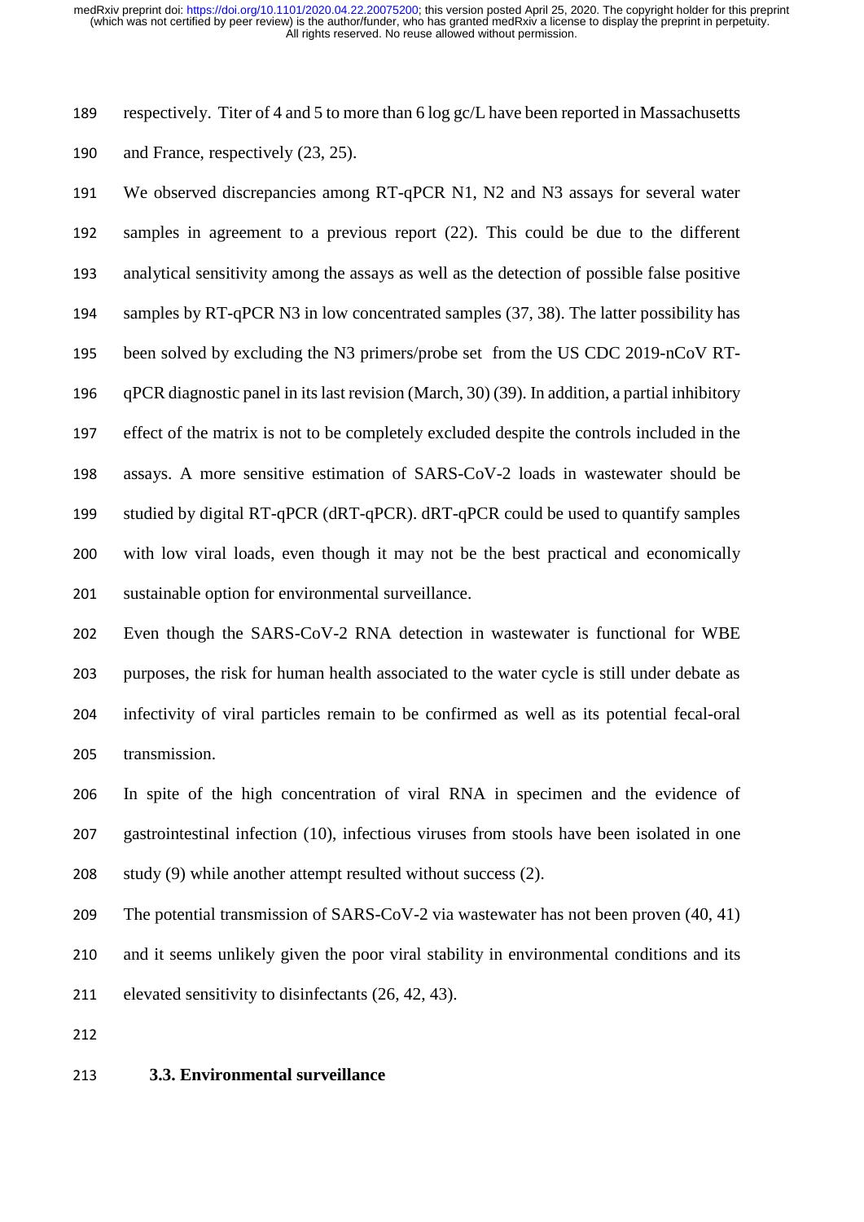respectively. Titer of 4 and 5 to more than 6 log gc/L have been reported in Massachusetts and France, respectively (23, 25).

We observed discrepancies among RT-qPCR N1, N2 and N3 assays for several water samples in agreement to a previous report (22). This could be due to the different analytical sensitivity among the assays as well as the detection of possible false positive samples by RT-qPCR N3 in low concentrated samples (37, 38). The latter possibility has been solved by excluding the N3 primers/probe set from the US CDC 2019-nCoV RT-qPCR diagnostic panel in its last revision (March, 30) (39). In addition, a partial inhibitory effect of the matrix is not to be completely excluded despite the controls included in the assays. A more sensitive estimation of SARS-CoV-2 loads in wastewater should be studied by digital RT-qPCR (dRT-qPCR). dRT-qPCR could be used to quantify samples with low viral loads, even though it may not be the best practical and economically sustainable option for environmental surveillance.

Even though the SARS-CoV-2 RNA detection in wastewater is functional for WBE purposes, the risk for human health associated to the water cycle is still under debate as infectivity of viral particles remain to be confirmed as well as its potential fecal-oral transmission.

In spite of the high concentration of viral RNA in specimen and the evidence of gastrointestinal infection (10), infectious viruses from stools have been isolated in one study (9) while another attempt resulted without success (2).

The potential transmission of SARS-CoV-2 via wastewater has not been proven (40, 41) and it seems unlikely given the poor viral stability in environmental conditions and its elevated sensitivity to disinfectants (26, 42, 43).

### 3.3. Environmental surveillance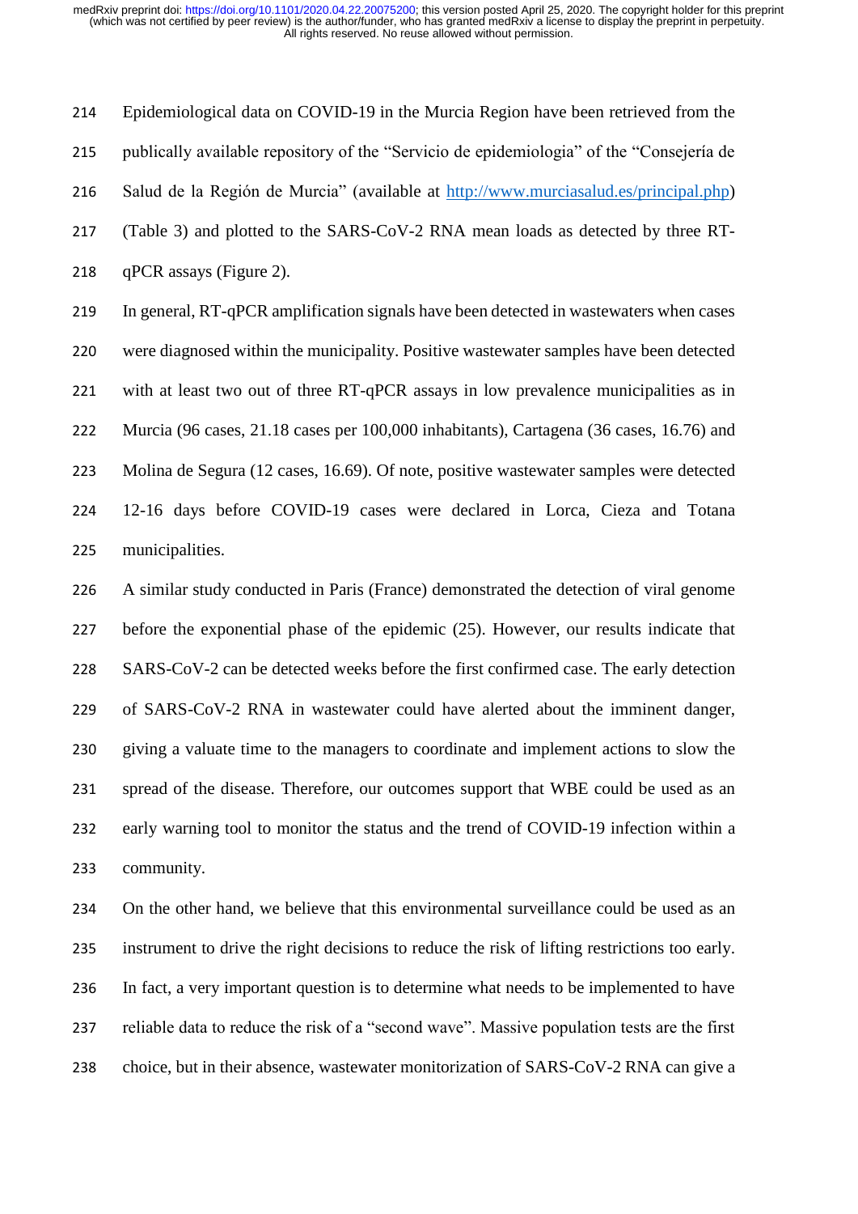Epidemiological data on COVID-19 in the Murcia Region have been retrieved from the publically available repository of the "Servicio de epidemiologia" of the "Consejería de Salud de la Región de Murcia" (available at http://www.murciasalud.es/principal.php) (Table 3) and plotted to the SARS-CoV-2 RNA mean loads as detected by three RT-qPCR assays (Figure 2).

In general, RT-qPCR amplification signals have been detected in wastewaters when cases were diagnosed within the municipality. Positive wastewater samples have been detected with at least two out of three RT-qPCR assays in low prevalence municipalities as in Murcia (96 cases, 21.18 cases per 100,000 inhabitants), Cartagena (36 cases, 16.76) and Molina de Segura (12 cases, 16.69). Of note, positive wastewater samples were detected 12-16 days before COVID-19 cases were declared in Lorca, Cieza and Totana municipalities.

A similar study conducted in Paris (France) demonstrated the detection of viral genome before the exponential phase of the epidemic (25). However, our results indicate that SARS-CoV-2 can be detected weeks before the first confirmed case. The early detection of SARS-CoV-2 RNA in wastewater could have alerted about the imminent danger, giving a valuate time to the managers to coordinate and implement actions to slow the spread of the disease. Therefore, our outcomes support that WBE could be used as an early warning tool to monitor the status and the trend of COVID-19 infection within a community.

On the other hand, we believe that this environmental surveillance could be used as an instrument to drive the right decisions to reduce the risk of lifting restrictions too early. In fact, a very important question is to determine what needs to be implemented to have reliable data to reduce the risk of a "second wave". Massive population tests are the first choice, but in their absence, wastewater monitorization of SARS-CoV-2 RNA can give a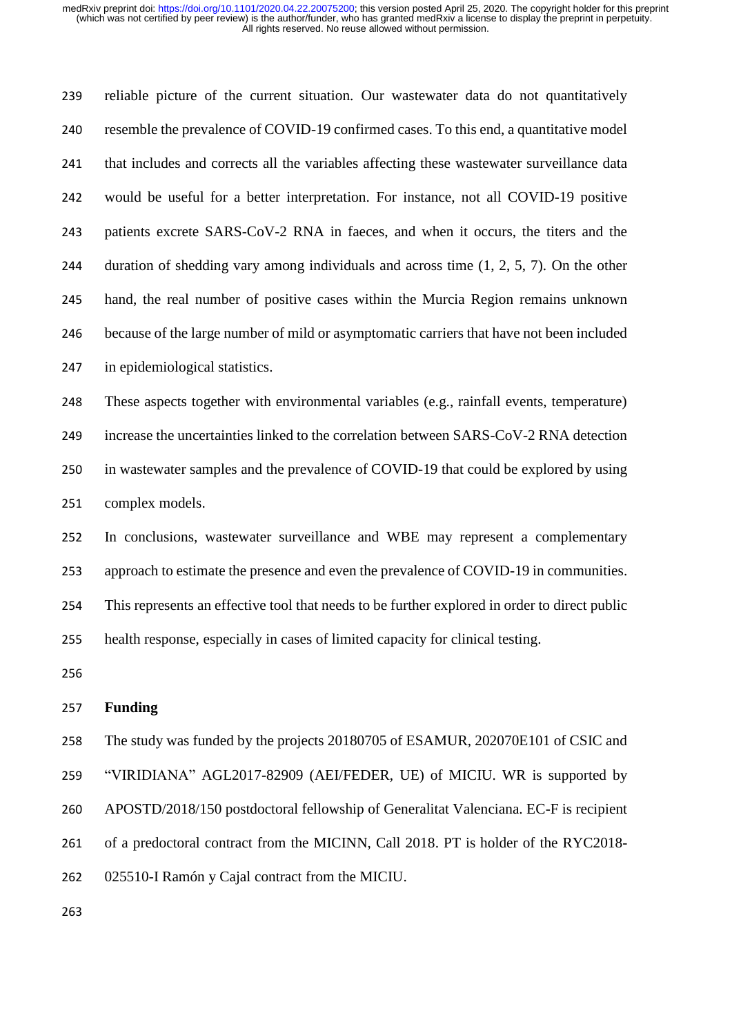reliable picture of the current situation. Our wastewater data do not quantitatively resemble the prevalence of COVID-19 confirmed cases. To this end, a quantitative model that includes and corrects all the variables affecting these wastewater surveillance data would be useful for a better interpretation. For instance, not all COVID-19 positive patients excrete SARS-CoV-2 RNA in faeces, and when it occurs, the titers and the duration of shedding vary among individuals and across time (1, 2, 5, 7). On the other hand, the real number of positive cases within the Murcia Region remains unknown because of the large number of mild or asymptomatic carriers that have not been included in epidemiological statistics.

These aspects together with environmental variables (e.g., rainfall events, temperature) increase the uncertainties linked to the correlation between SARS-CoV-2 RNA detection in wastewater samples and the prevalence of COVID-19 that could be explored by using complex models.

In conclusions, wastewater surveillance and WBE may represent a complementary approach to estimate the presence and even the prevalence of COVID-19 in communities. This represents an effective tool that needs to be further explored in order to direct public health response, especially in cases of limited capacity for clinical testing.

## Funding

The study was funded by the projects 20180705 of ESAMUR, 202070E101 of CSIC and "VIRIDIANA" AGL2017-82909 (AEI/FEDER, UE) of MICIU. WR is supported by APOSTD/2018/150 postdoctoral fellowship of Generalitat Valenciana. EC-F is recipient of a predoctoral contract from the MICINN, Call 2018. PT is holder of the RYC2018-025510-I Ramón y Cajal contract from the MICIU.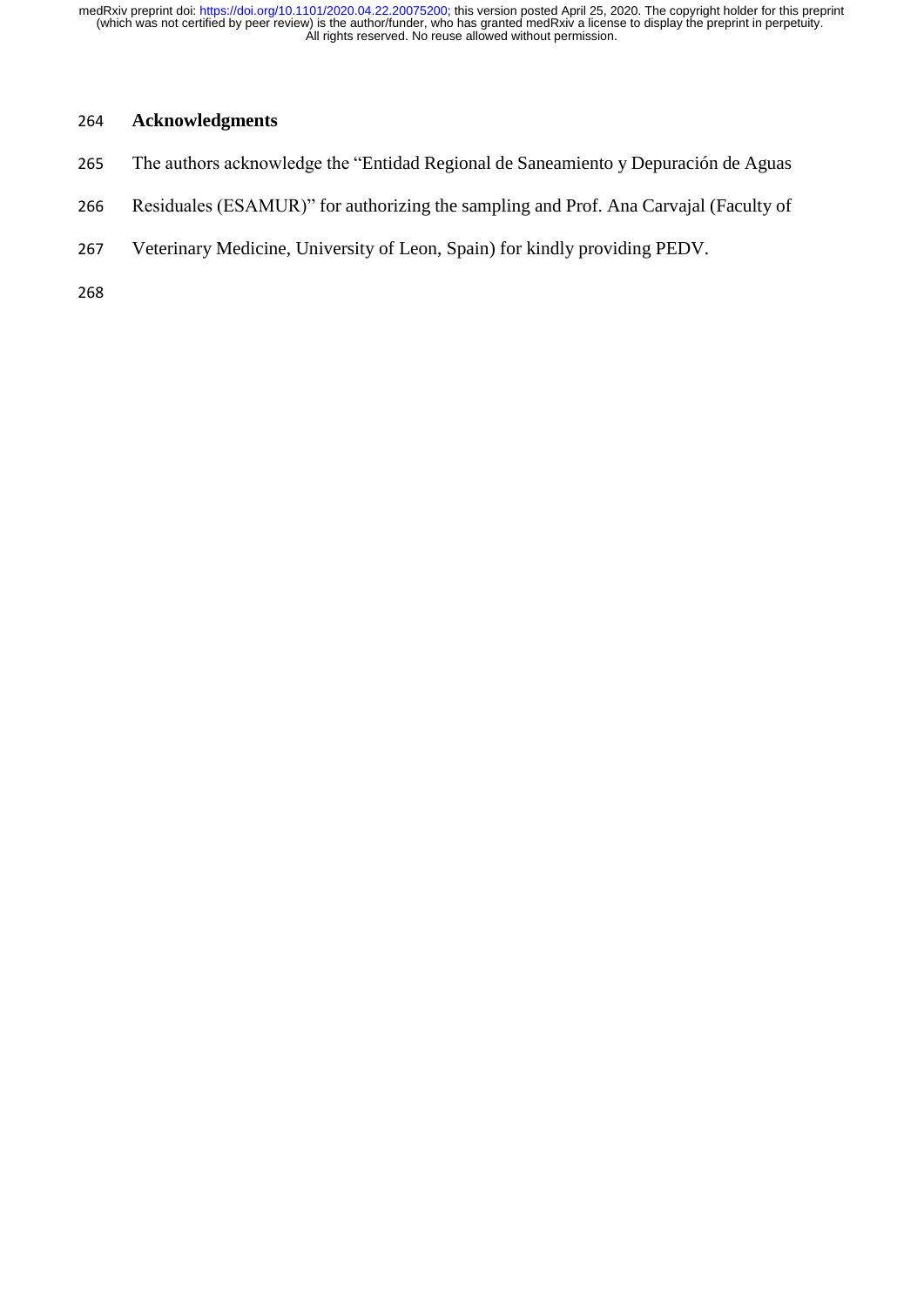## Acknowledgments

The authors acknowledge the "Entidad Regional de Saneamiento y Depuración de Aguas Residuales (ESAMUR)" for authorizing the sampling and Prof. Ana Carvajal (Faculty of Veterinary Medicine, University of Leon, Spain) for kindly providing PEDV.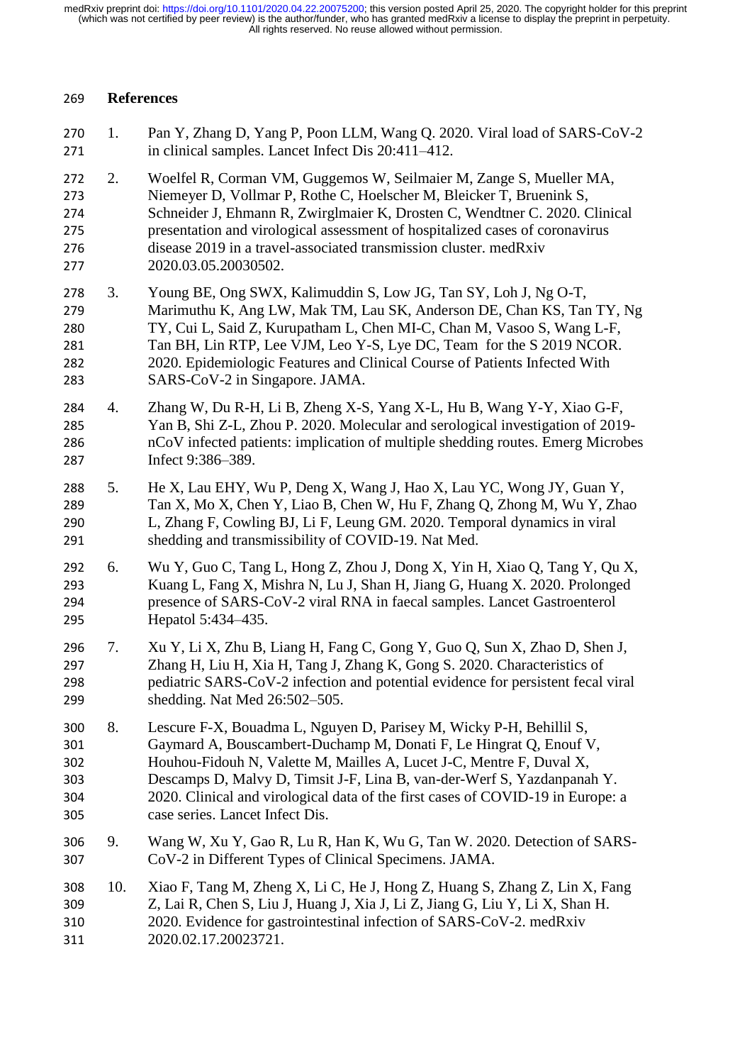## References

1. Pan Y, Zhang D, Yang P, Poon LLM, Wang Q. 2020. Viral load of SARS-CoV-2 in clinical samples. Lancet Infect Dis 20:411–412.

2. Woelfel R, Corman VM, Guggemos W, Seilmaier M, Zange S, Mueller MA, Niemeyer D, Vollmar P, Rothe C, Hoelscher M, Bleicker T, Bruenink S, Schneider J, Ehmann R, Zwirglmaier K, Drosten C, Wendtner C. 2020. Clinical presentation and virological assessment of hospitalized cases of coronavirus disease 2019 in a travel-associated transmission cluster. medRxiv 2020.03.05.20030502.

3. Young BE, Ong SWX, Kalimuddin S, Low JG, Tan SY, Loh J, Ng O-T, Marimuthu K, Ang LW, Mak TM, Lau SK, Anderson DE, Chan KS, Tan TY, Ng TY, Cui L, Said Z, Kurupatham L, Chen MI-C, Chan M, Vasoo S, Wang L-F, Tan BH, Lin RTP, Lee VJM, Leo Y-S, Lye DC, Team for the S 2019 NCOR. 2020. Epidemiologic Features and Clinical Course of Patients Infected With SARS-CoV-2 in Singapore. JAMA.

4. Zhang W, Du R-H, Li B, Zheng X-S, Yang X-L, Hu B, Wang Y-Y, Xiao G-F, Yan B, Shi Z-L, Zhou P. 2020. Molecular and serological investigation of 2019-nCoV infected patients: implication of multiple shedding routes. Emerg Microbes Infect 9:386–389.

5. He X, Lau EHY, Wu P, Deng X, Wang J, Hao X, Lau YC, Wong JY, Guan Y, Tan X, Mo X, Chen Y, Liao B, Chen W, Hu F, Zhang Q, Zhong M, Wu Y, Zhao L, Zhang F, Cowling BJ, Li F, Leung GM. 2020. Temporal dynamics in viral shedding and transmissibility of COVID-19. Nat Med.

6. Wu Y, Guo C, Tang L, Hong Z, Zhou J, Dong X, Yin H, Xiao Q, Tang Y, Qu X, Kuang L, Fang X, Mishra N, Lu J, Shan H, Jiang G, Huang X. 2020. Prolonged presence of SARS-CoV-2 viral RNA in faecal samples. Lancet Gastroenterol Hepatol 5:434–435.

7. Xu Y, Li X, Zhu B, Liang H, Fang C, Gong Y, Guo Q, Sun X, Zhao D, Shen J, Zhang H, Liu H, Xia H, Tang J, Zhang K, Gong S. 2020. Characteristics of pediatric SARS-CoV-2 infection and potential evidence for persistent fecal viral shedding. Nat Med 26:502–505.

8. Lescure F-X, Bouadma L, Nguyen D, Parisey M, Wicky P-H, Behillil S, Gaymard A, Bouscambert-Duchamp M, Donati F, Le Hingrat Q, Enouf V, Houhou-Fidouh N, Valette M, Mailles A, Lucet J-C, Mentre F, Duval X, Descamps D, Malvy D, Timsit J-F, Lina B, van-der-Werf S, Yazdanpanah Y. 2020. Clinical and virological data of the first cases of COVID-19 in Europe: a case series. Lancet Infect Dis.

9. Wang W, Xu Y, Gao R, Lu R, Han K, Wu G, Tan W. 2020. Detection of SARS-CoV-2 in Different Types of Clinical Specimens. JAMA.

10. Xiao F, Tang M, Zheng X, Li C, He J, Hong Z, Huang S, Zhang Z, Lin X, Fang Z, Lai R, Chen S, Liu J, Huang J, Xia J, Li Z, Jiang G, Liu Y, Li X, Shan H. 2020. Evidence for gastrointestinal infection of SARS-CoV-2. medRxiv 2020.02.17.20023721.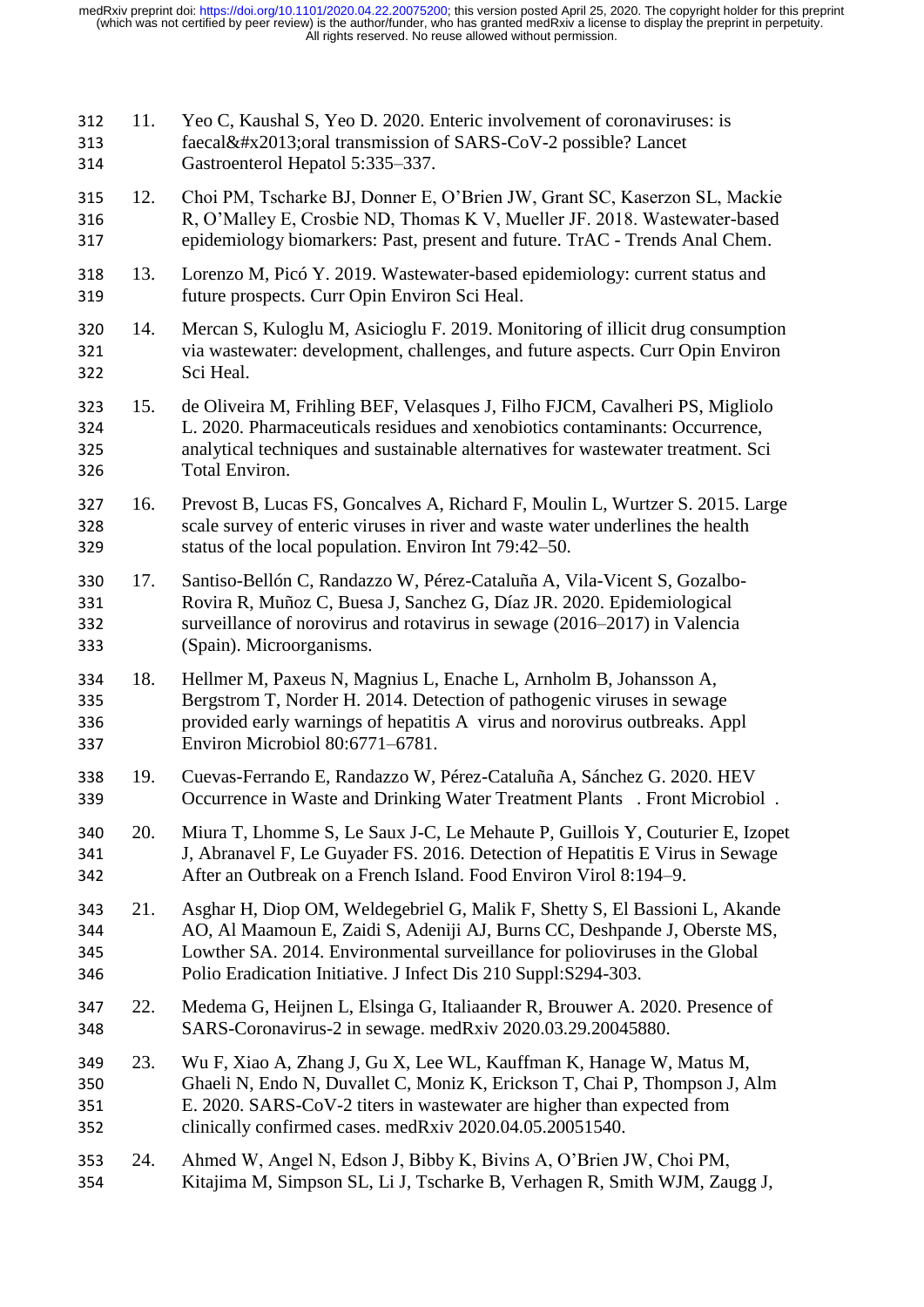11. Yeo C, Kaushal S, Yeo D. 2020. Enteric involvement of coronaviruses: is faecal&#x2013;oral transmission of SARS-CoV-2 possible? Lancet Gastroenterol Hepatol 5:335–337.

12. Choi PM, Tscharke BJ, Donner E, O'Brien JW, Grant SC, Kaserzon SL, Mackie R, O'Malley E, Crosbie ND, Thomas K V, Mueller JF. 2018. Wastewater-based epidemiology biomarkers: Past, present and future. TrAC - Trends Anal Chem.

13. Lorenzo M, Picó Y. 2019. Wastewater-based epidemiology: current status and future prospects. Curr Opin Environ Sci Heal.

14. Mercan S, Kuloglu M, Asicioglu F. 2019. Monitoring of illicit drug consumption via wastewater: development, challenges, and future aspects. Curr Opin Environ Sci Heal.

15. de Oliveira M, Frihling BEF, Velasques J, Filho FJCM, Cavalheri PS, Migliolo L. 2020. Pharmaceuticals residues and xenobiotics contaminants: Occurrence, analytical techniques and sustainable alternatives for wastewater treatment. Sci Total Environ.

16. Prevost B, Lucas FS, Goncalves A, Richard F, Moulin L, Wurtzer S. 2015. Large scale survey of enteric viruses in river and waste water underlines the health status of the local population. Environ Int 79:42–50.

17. Santiso-Bellón C, Randazzo W, Pérez-Cataluña A, Vila-Vicent S, Gozalbo-Rovira R, Muñoz C, Buesa J, Sanchez G, Díaz JR. 2020. Epidemiological surveillance of norovirus and rotavirus in sewage (2016–2017) in Valencia (Spain). Microorganisms.

18. Hellmer M, Paxeus N, Magnius L, Enache L, Arnholm B, Johansson A, Bergstrom T, Norder H. 2014. Detection of pathogenic viruses in sewage provided early warnings of hepatitis A virus and norovirus outbreaks. Appl Environ Microbiol 80:6771–6781.

19. Cuevas-Ferrando E, Randazzo W, Pérez-Cataluña A, Sánchez G. 2020. HEV Occurrence in Waste and Drinking Water Treatment Plants . Front Microbiol .

20. Miura T, Lhomme S, Le Saux J-C, Le Mehaute P, Guillois Y, Couturier E, Izopet J, Abranavel F, Le Guyader FS. 2016. Detection of Hepatitis E Virus in Sewage After an Outbreak on a French Island. Food Environ Virol 8:194–9.

21. Asghar H, Diop OM, Weldegebriel G, Malik F, Shetty S, El Bassioni L, Akande AO, Al Maamoun E, Zaidi S, Adeniji AJ, Burns CC, Deshpande J, Oberste MS, Lowther SA. 2014. Environmental surveillance for polioviruses in the Global Polio Eradication Initiative. J Infect Dis 210 Suppl:S294-303.

22. Medema G, Heijnen L, Elsinga G, Italiaander R, Brouwer A. 2020. Presence of SARS-Coronavirus-2 in sewage. medRxiv 2020.03.29.20045880.

23. Wu F, Xiao A, Zhang J, Gu X, Lee WL, Kauffman K, Hanage W, Matus M, Ghaeli N, Endo N, Duvallet C, Moniz K, Erickson T, Chai P, Thompson J, Alm E. 2020. SARS-CoV-2 titers in wastewater are higher than expected from clinically confirmed cases. medRxiv 2020.04.05.20051540.

24. Ahmed W, Angel N, Edson J, Bibby K, Bivins A, O'Brien JW, Choi PM, Kitajima M, Simpson SL, Li J, Tscharke B, Verhagen R, Smith WJM, Zaugg J,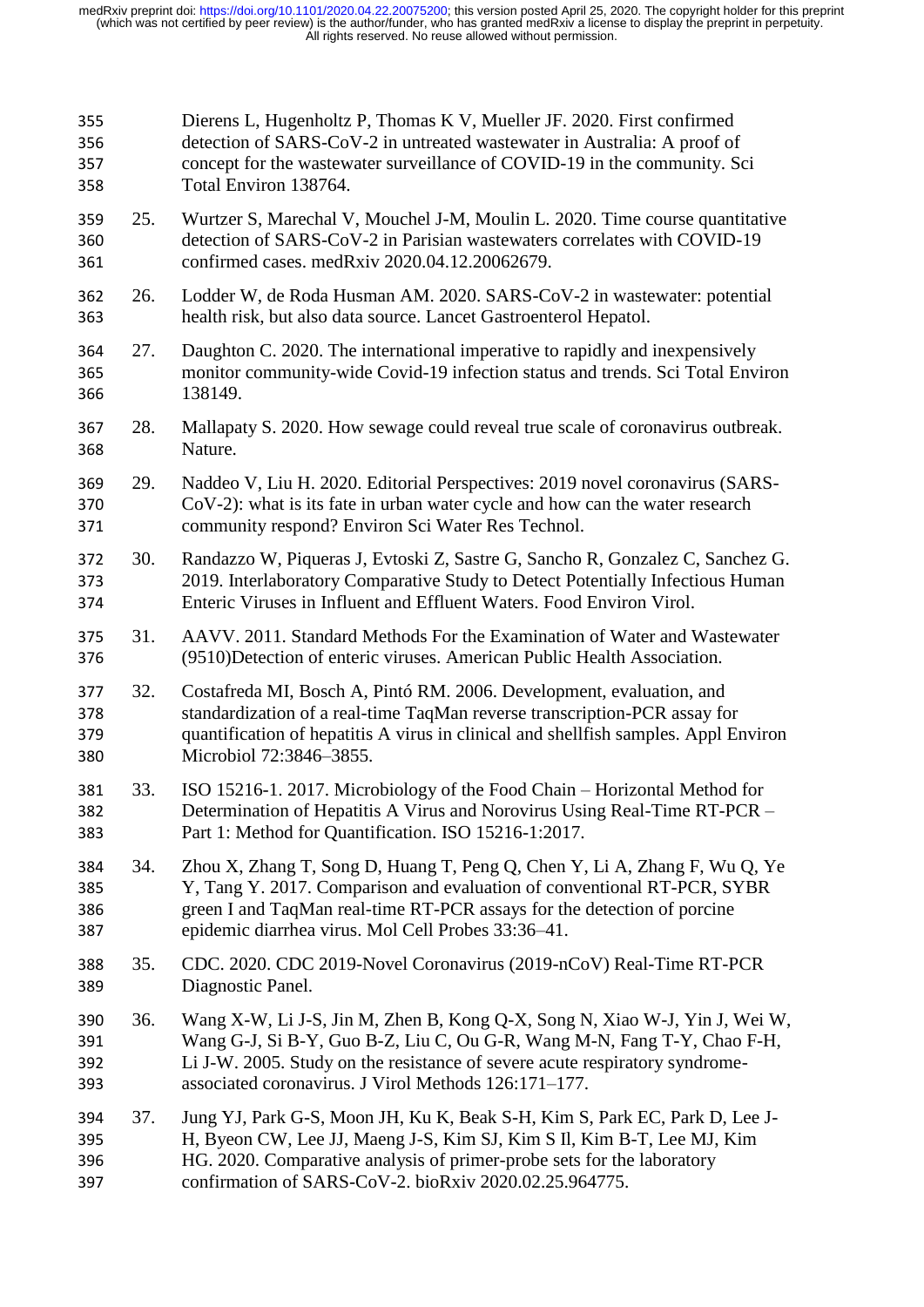Dierens L, Hugenholtz P, Thomas K V, Mueller JF. 2020. First confirmed detection of SARS-CoV-2 in untreated wastewater in Australia: A proof of concept for the wastewater surveillance of COVID-19 in the community. Sci Total Environ 138764.

25. Wurtzer S, Marechal V, Mouchel J-M, Moulin L. 2020. Time course quantitative detection of SARS-CoV-2 in Parisian wastewaters correlates with COVID-19 confirmed cases. medRxiv 2020.04.12.20062679.

26. Lodder W, de Roda Husman AM. 2020. SARS-CoV-2 in wastewater: potential health risk, but also data source. Lancet Gastroenterol Hepatol.

27. Daughton C. 2020. The international imperative to rapidly and inexpensively monitor community-wide Covid-19 infection status and trends. Sci Total Environ 138149.

28. Mallapaty S. 2020. How sewage could reveal true scale of coronavirus outbreak. Nature.

29. Naddeo V, Liu H. 2020. Editorial Perspectives: 2019 novel coronavirus (SARS-CoV-2): what is its fate in urban water cycle and how can the water research community respond? Environ Sci Water Res Technol.

30. Randazzo W, Piqueras J, Evtoski Z, Sastre G, Sancho R, Gonzalez C, Sanchez G. 2019. Interlaboratory Comparative Study to Detect Potentially Infectious Human Enteric Viruses in Influent and Effluent Waters. Food Environ Virol.

31. AAVV. 2011. Standard Methods For the Examination of Water and Wastewater (9510)Detection of enteric viruses. American Public Health Association.

32. Costafreda MI, Bosch A, Pintó RM. 2006. Development, evaluation, and standardization of a real-time TaqMan reverse transcription-PCR assay for quantification of hepatitis A virus in clinical and shellfish samples. Appl Environ Microbiol 72:3846–3855.

33. ISO 15216-1. 2017. Microbiology of the Food Chain – Horizontal Method for Determination of Hepatitis A Virus and Norovirus Using Real-Time RT-PCR – Part 1: Method for Quantification. ISO 15216-1:2017.

34. Zhou X, Zhang T, Song D, Huang T, Peng Q, Chen Y, Li A, Zhang F, Wu Q, Ye Y, Tang Y. 2017. Comparison and evaluation of conventional RT-PCR, SYBR green I and TaqMan real-time RT-PCR assays for the detection of porcine epidemic diarrhea virus. Mol Cell Probes 33:36–41.

35. CDC. 2020. CDC 2019-Novel Coronavirus (2019-nCoV) Real-Time RT-PCR Diagnostic Panel.

36. Wang X-W, Li J-S, Jin M, Zhen B, Kong Q-X, Song N, Xiao W-J, Yin J, Wei W, Wang G-J, Si B-Y, Guo B-Z, Liu C, Ou G-R, Wang M-N, Fang T-Y, Chao F-H, Li J-W. 2005. Study on the resistance of severe acute respiratory syndrome-associated coronavirus. J Virol Methods 126:171–177.

37. Jung YJ, Park G-S, Moon JH, Ku K, Beak S-H, Kim S, Park EC, Park D, Lee J-H, Byeon CW, Lee JJ, Maeng J-S, Kim SJ, Kim S Il, Kim B-T, Lee MJ, Kim HG. 2020. Comparative analysis of primer-probe sets for the laboratory confirmation of SARS-CoV-2. bioRxiv 2020.02.25.964775.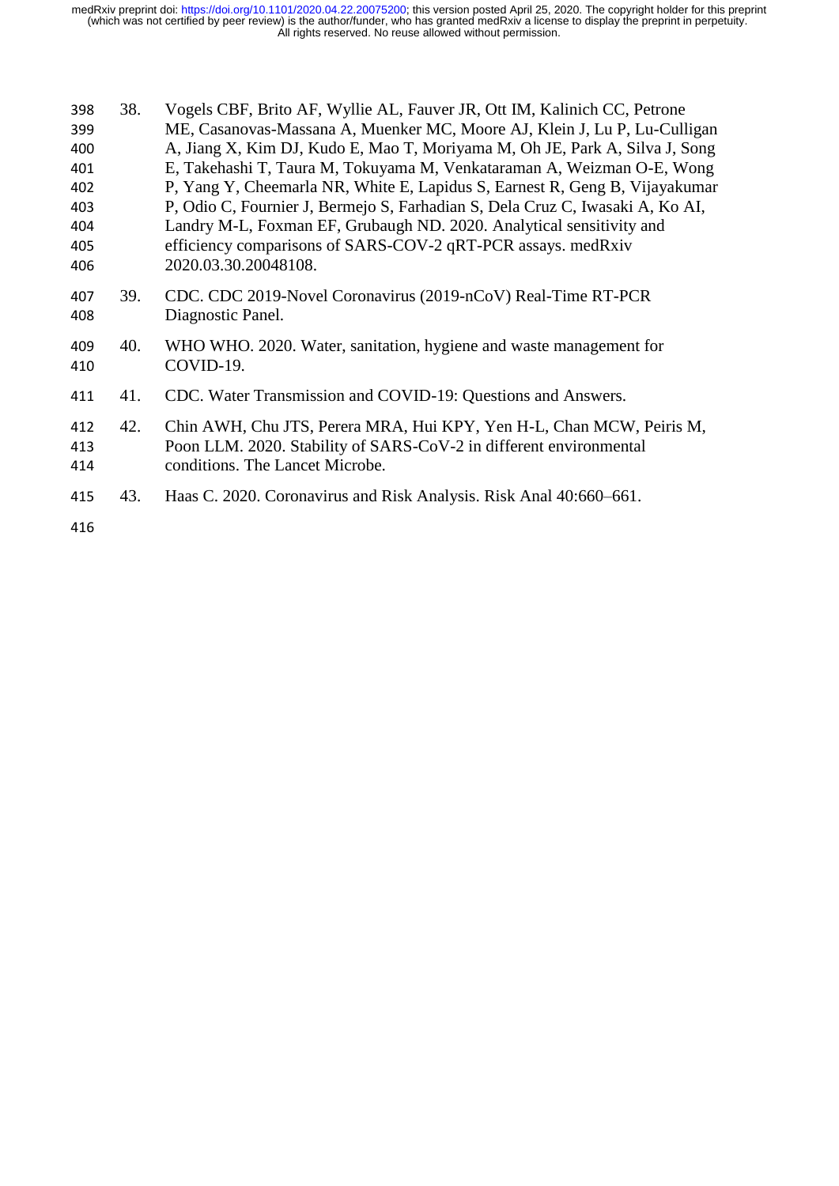38. Vogels CBF, Brito AF, Wyllie AL, Fauver JR, Ott IM, Kalinich CC, Petrone ME, Casanovas-Massana A, Muenker MC, Moore AJ, Klein J, Lu P, Lu-Culligan A, Jiang X, Kim DJ, Kudo E, Mao T, Moriyama M, Oh JE, Park A, Silva J, Song E, Takehashi T, Taura M, Tokuyama M, Venkataraman A, Weizman O-E, Wong P, Yang Y, Cheemarla NR, White E, Lapidus S, Earnest R, Geng B, Vijayakumar P, Odio C, Fournier J, Bermejo S, Farhadian S, Dela Cruz C, Iwasaki A, Ko AI, Landry M-L, Foxman EF, Grubaugh ND. 2020. Analytical sensitivity and efficiency comparisons of SARS-COV-2 qRT-PCR assays. medRxiv 2020.03.30.20048108.

39. CDC. CDC 2019-Novel Coronavirus (2019-nCoV) Real-Time RT-PCR Diagnostic Panel.

40. WHO WHO. 2020. Water, sanitation, hygiene and waste management for COVID-19.

41. CDC. Water Transmission and COVID-19: Questions and Answers.

42. Chin AWH, Chu JTS, Perera MRA, Hui KPY, Yen H-L, Chan MCW, Peiris M, Poon LLM. 2020. Stability of SARS-CoV-2 in different environmental conditions. The Lancet Microbe.

43. Haas C. 2020. Coronavirus and Risk Analysis. Risk Anal 40:660–661.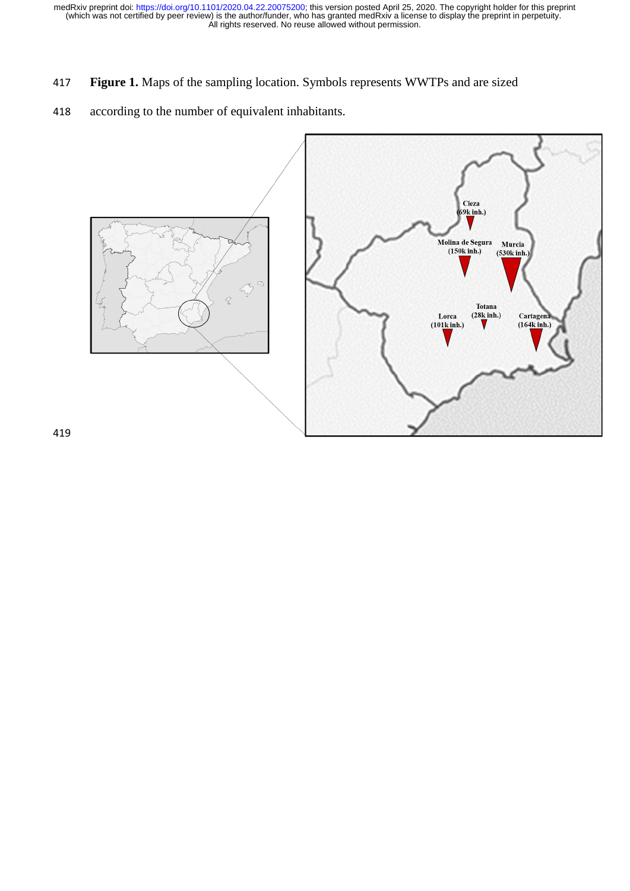**Figure 1.** Maps of the sampling location. Symbols represents WWTPs and are sized according to the number of equivalent inhabitants.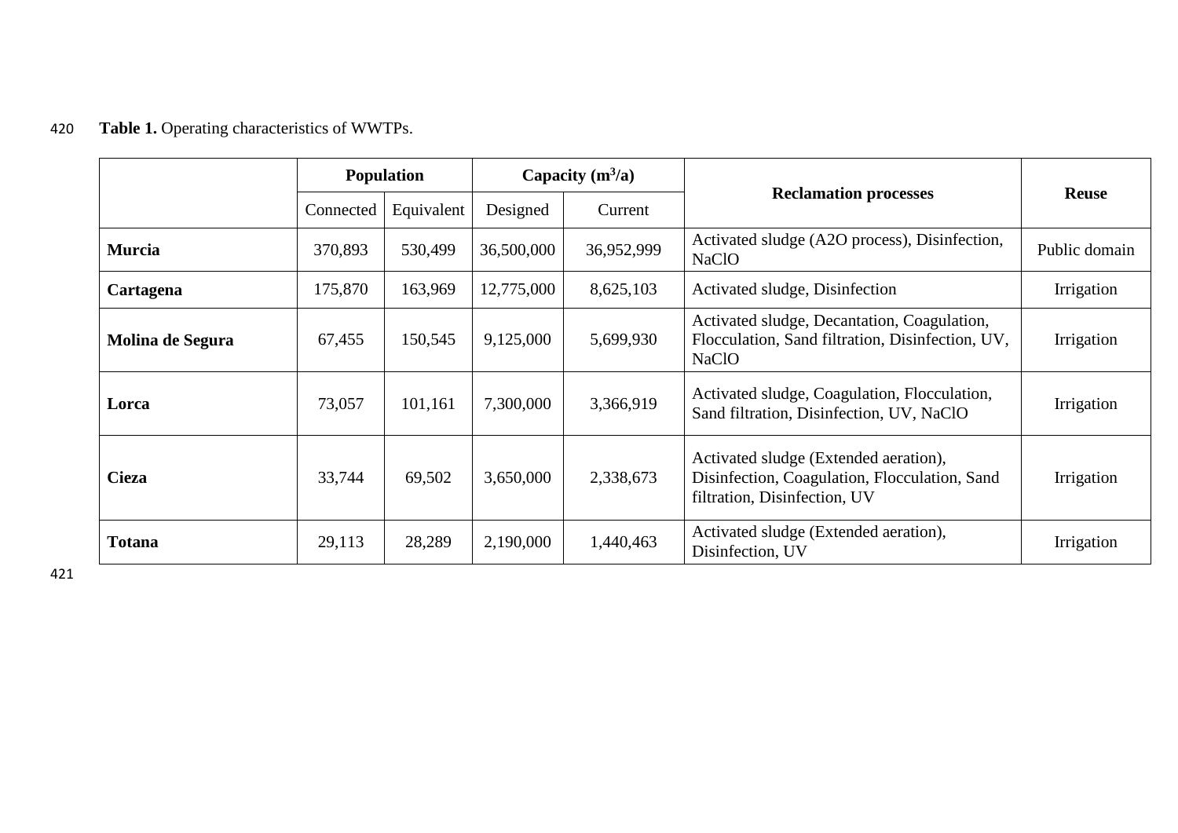**Table 1.** Operating characteristics of WWTPs.

| | Population | | Capacity ($m^3/a$) | | Reclamation processes | Reuse |
|---|---|---|---|---|---|---|
| | Connected | Equivalent | Designed | Current | | |
| **Murcia** | 370,893 | 530,499 | 36,500,000 | 36,952,999 | Activated sludge (A2O process), Disinfection, NaClO | Public domain |
| **Cartagena** | 175,870 | 163,969 | 12,775,000 | 8,625,103 | Activated sludge, Disinfection | Irrigation |
| **Molina de Segura** | 67,455 | 150,545 | 9,125,000 | 5,699,930 | Activated sludge, Decantation, Coagulation, Flocculation, Sand filtration, Disinfection, UV, NaClO | Irrigation |
| **Lorca** | 73,057 | 101,161 | 7,300,000 | 3,366,919 | Activated sludge, Coagulation, Flocculation, Sand filtration, Disinfection, UV, NaClO | Irrigation |
| **Cieza** | 33,744 | 69,502 | 3,650,000 | 2,338,673 | Activated sludge (Extended aeration), Disinfection, Coagulation, Flocculation, Sand filtration, Disinfection, UV | Irrigation |
| **Totana** | 29,113 | 28,289 | 2,190,000 | 1,440,463 | Activated sludge (Extended aeration), Disinfection, UV | Irrigation |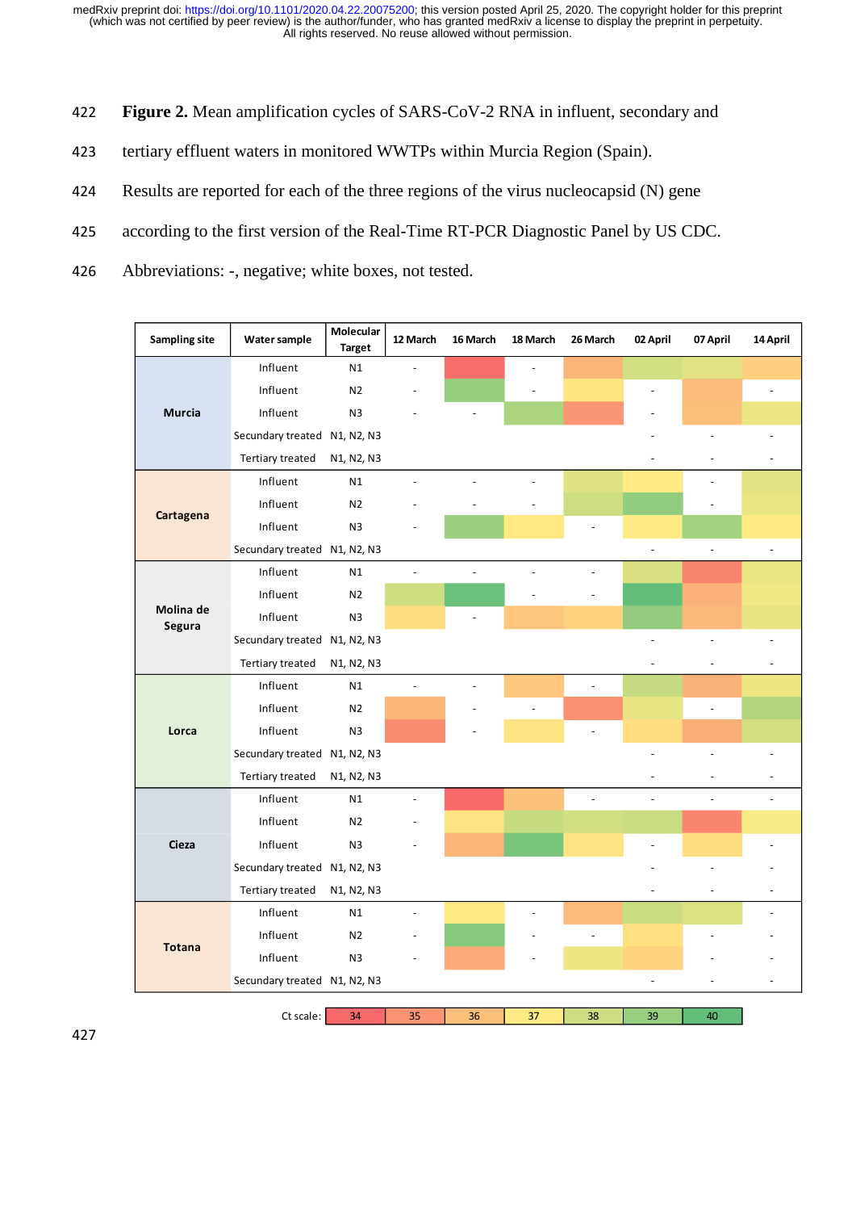**Figure 2.** Mean amplification cycles of SARS-CoV-2 RNA in influent, secondary and tertiary effluent waters in monitored WWTPs within Murcia Region (Spain). Results are reported for each of the three regions of the virus nucleocapsid (N) gene according to the first version of the Real-Time RT-PCR Diagnostic Panel by US CDC. Abbreviations: -, negative; white boxes, not tested.

| Sampling site | Water sample | Molecular Target | 12 March | 16 March | 18 March | 26 March | 02 April | 07 April | 14 April |
|---|---|---|---|---|---|---|---|---|---|
| Murcia | Influent | N1 | - | ~34 | - | ~36 | ~38 | ~38 | ~37 |
| | Influent | N2 | - | ~39 | - | ~37 | - | ~36 | - |
| | Influent | N3 | - | - | ~39 | ~35 | - | ~36 | ~38 |
| | Secundary treated | N1, N2, N3 | | | | | - | - | - |
| | Tertiary treated | N1, N2, N3 | | | | | - | - | - |
| Cartagena | Influent | N1 | - | - | - | ~38 | ~37 | - | ~38 |
| | Influent | N2 | - | - | - | ~38 | ~39 | - | ~38 |
| | Influent | N3 | - | ~39 | ~37 | - | ~37 | ~39 | ~37 |
| | Secundary treated | N1, N2, N3 | | | | | - | - | - |
| Molina de Segura | Influent | N1 | - | - | - | - | ~38 | ~35 | ~38 |
| | Influent | N2 | ~38 | ~40 | - | - | ~40 | ~36 | ~37 |
| | Influent | N3 | ~37 | - | ~36 | ~36 | ~39 | ~36 | ~38 |
| | Secundary treated | N1, N2, N3 | | | | | - | - | - |
| | Tertiary treated | N1, N2, N3 | | | | | - | - | - |
| Lorca | Influent | N1 | - | - | ~36 | - | ~38 | ~36 | ~37 |
| | Influent | N2 | ~36 | - | - | ~35 | ~38 | - | ~39 |
| | Influent | N3 | ~35 | - | ~37 | - | ~37 | ~36 | ~38 |
| | Secundary treated | N1, N2, N3 | | | | | - | - | - |
| | Tertiary treated | N1, N2, N3 | | | | | - | - | - |
| Cieza | Influent | N1 | - | ~34 | ~36 | - | - | - | - |
| | Influent | N2 | - | ~37 | ~38 | ~38 | ~38 | ~35 | ~37 |
| | Influent | N3 | - | ~36 | ~40 | ~37 | - | ~37 | - |
| | Secundary treated | N1, N2, N3 | | | | | - | - | - |
| | Tertiary treated | N1, N2, N3 | | | | | - | - | - |
| Totana | Influent | N1 | - | ~37 | - | ~36 | ~38 | ~38 | - |
| | Influent | N2 | - | ~39 | - | - | ~37 | - | - |
| | Influent | N3 | - | ~36 | - | ~37 | ~37 | - | - |
| | Secundary treated | N1, N2, N3 | | | | | - | - | - |

Ct scale: 34 | 35 | 36 | 37 | 38 | 39 | 40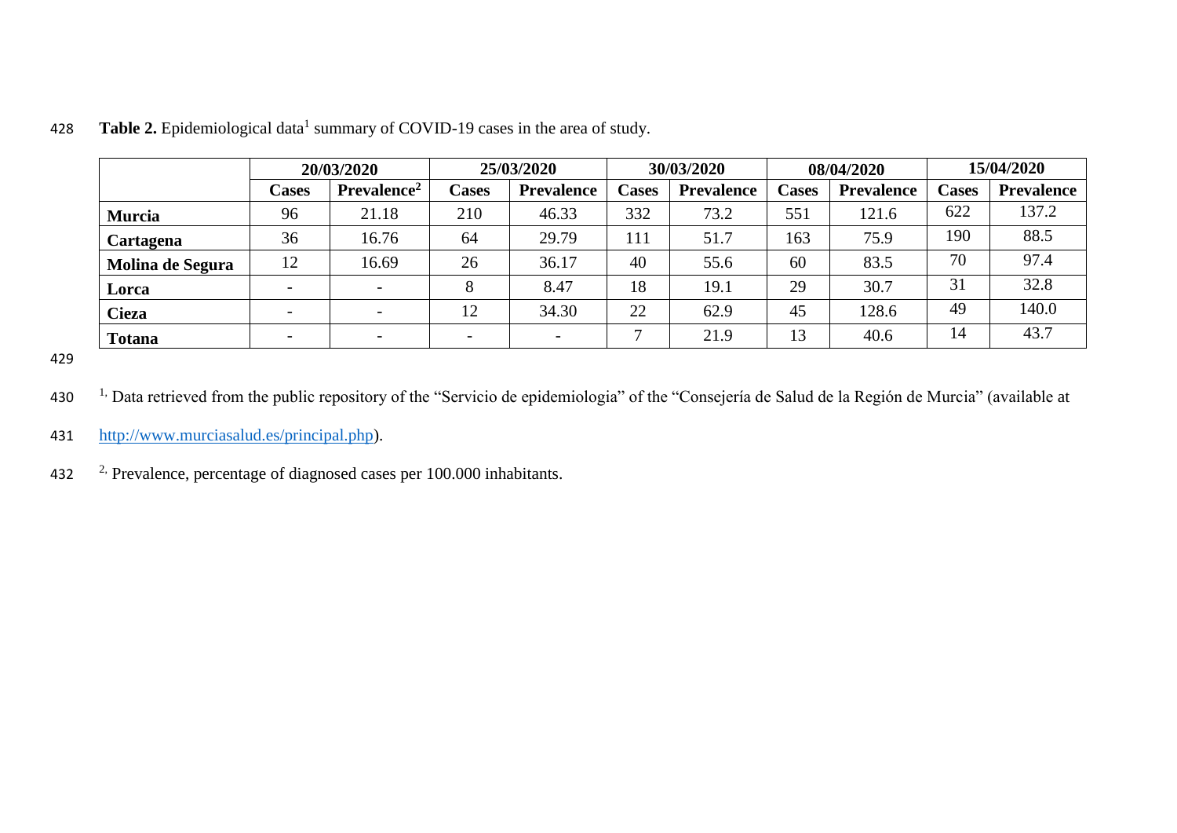**Table 2.** Epidemiological data[1] summary of COVID-19 cases in the area of study.

| | 20/03/2020 | | 25/03/2020 | | 30/03/2020 | | 08/04/2020 | | 15/04/2020 | |
|---|---|---|---|---|---|---|---|---|---|---|
| | **Cases** | **Prevalence[2]** | **Cases** | **Prevalence** | **Cases** | **Prevalence** | **Cases** | **Prevalence** | **Cases** | **Prevalence** |
| **Murcia** | 96 | 21.18 | 210 | 46.33 | 332 | 73.2 | 551 | 121.6 | 622 | 137.2 |
| **Cartagena** | 36 | 16.76 | 64 | 29.79 | 111 | 51.7 | 163 | 75.9 | 190 | 88.5 |
| **Molina de Segura** | 12 | 16.69 | 26 | 36.17 | 40 | 55.6 | 60 | 83.5 | 70 | 97.4 |
| **Lorca** | - | - | 8 | 8.47 | 18 | 19.1 | 29 | 30.7 | 31 | 32.8 |
| **Cieza** | - | - | 12 | 34.30 | 22 | 62.9 | 45 | 128.6 | 49 | 140.0 |
| **Totana** | - | - | - | - | 7 | 21.9 | 13 | 40.6 | 14 | 43.7 |

[1], Data retrieved from the public repository of the "Servicio de epidemiologia" of the "Consejería de Salud de la Región de Murcia" (available at http://www.murciasalud.es/principal.php).

[2], Prevalence, percentage of diagnosed cases per 100.000 inhabitants.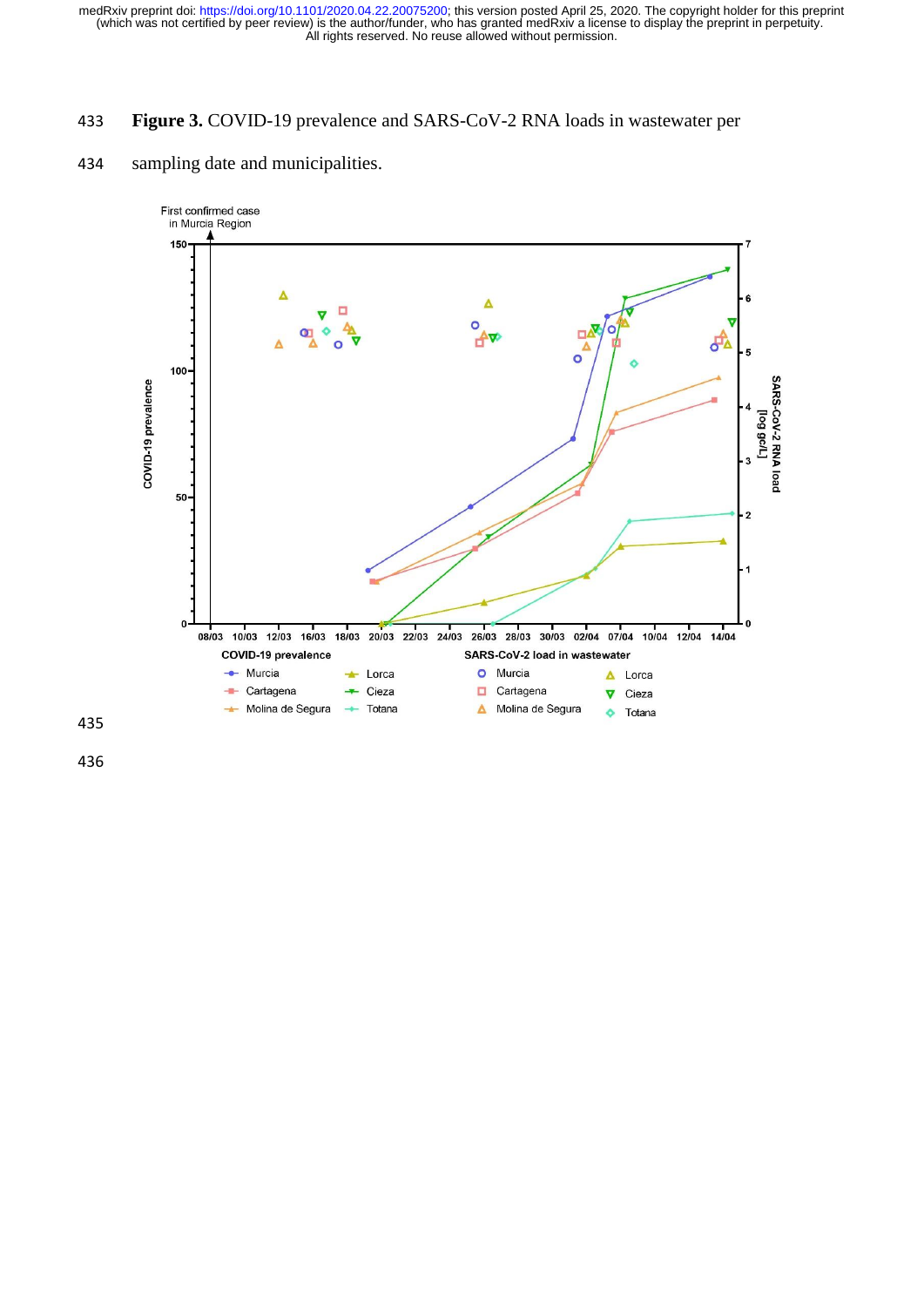**Figure 3.** COVID-19 prevalence and SARS-CoV-2 RNA loads in wastewater per sampling date and municipalities.

First confirmed case in Murcia Region

COVID-19 prevalence

SARS-CoV-2 RNA load [log gc/L]

0
50
100
150

0
1
2
3
4
5
6
7

08/03 10/03 12/03 16/03 18/03 20/03 22/03 24/03 26/03 28/03 30/03 02/04 07/04 10/04 12/04 14/04

COVID-19 prevalence

Murcia
Cartagena
Molina de Segura
Lorca
Cieza
Totana

SARS-CoV-2 load in wastewater

Murcia
Cartagena
Molina de Segura
Lorca
Cieza
Totana